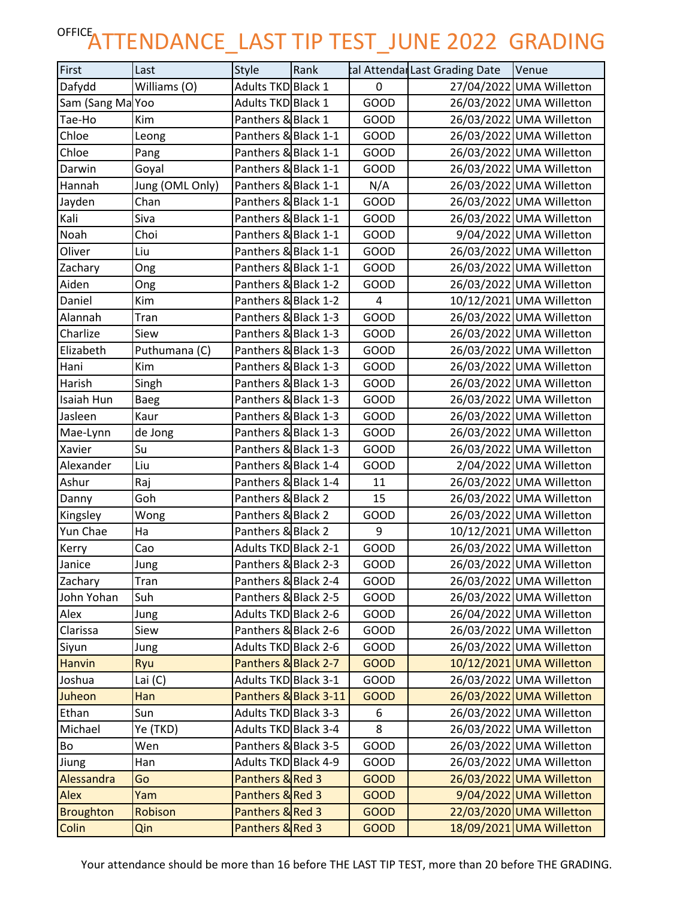OFFICE

# ATTENDANCE_LAST TIP TEST_JUNE 2022 GRADING

| First | Last | Style | Rank | tal Attendar | Last Grading Date | Venue |
|---|---|---|---|---|---|---|
| Dafydd | Williams (O) | Adults TKD | Black 1 | 0 | 27/04/2022 | UMA Willetton |
| Sam (Sang Ma | Yoo | Adults TKD | Black 1 | GOOD | 26/03/2022 | UMA Willetton |
| Tae-Ho | Kim | Panthers & | Black 1 | GOOD | 26/03/2022 | UMA Willetton |
| Chloe | Leong | Panthers & | Black 1-1 | GOOD | 26/03/2022 | UMA Willetton |
| Chloe | Pang | Panthers & | Black 1-1 | GOOD | 26/03/2022 | UMA Willetton |
| Darwin | Goyal | Panthers & | Black 1-1 | GOOD | 26/03/2022 | UMA Willetton |
| Hannah | Jung (OML Only) | Panthers & | Black 1-1 | N/A | 26/03/2022 | UMA Willetton |
| Jayden | Chan | Panthers & | Black 1-1 | GOOD | 26/03/2022 | UMA Willetton |
| Kali | Siva | Panthers & | Black 1-1 | GOOD | 26/03/2022 | UMA Willetton |
| Noah | Choi | Panthers & | Black 1-1 | GOOD | 9/04/2022 | UMA Willetton |
| Oliver | Liu | Panthers & | Black 1-1 | GOOD | 26/03/2022 | UMA Willetton |
| Zachary | Ong | Panthers & | Black 1-1 | GOOD | 26/03/2022 | UMA Willetton |
| Aiden | Ong | Panthers & | Black 1-2 | GOOD | 26/03/2022 | UMA Willetton |
| Daniel | Kim | Panthers & | Black 1-2 | 4 | 10/12/2021 | UMA Willetton |
| Alannah | Tran | Panthers & | Black 1-3 | GOOD | 26/03/2022 | UMA Willetton |
| Charlize | Siew | Panthers & | Black 1-3 | GOOD | 26/03/2022 | UMA Willetton |
| Elizabeth | Puthumana (C) | Panthers & | Black 1-3 | GOOD | 26/03/2022 | UMA Willetton |
| Hani | Kim | Panthers & | Black 1-3 | GOOD | 26/03/2022 | UMA Willetton |
| Harish | Singh | Panthers & | Black 1-3 | GOOD | 26/03/2022 | UMA Willetton |
| Isaiah Hun | Baeg | Panthers & | Black 1-3 | GOOD | 26/03/2022 | UMA Willetton |
| Jasleen | Kaur | Panthers & | Black 1-3 | GOOD | 26/03/2022 | UMA Willetton |
| Mae-Lynn | de Jong | Panthers & | Black 1-3 | GOOD | 26/03/2022 | UMA Willetton |
| Xavier | Su | Panthers & | Black 1-3 | GOOD | 26/03/2022 | UMA Willetton |
| Alexander | Liu | Panthers & | Black 1-4 | GOOD | 2/04/2022 | UMA Willetton |
| Ashur | Raj | Panthers & | Black 1-4 | 11 | 26/03/2022 | UMA Willetton |
| Danny | Goh | Panthers & | Black 2 | 15 | 26/03/2022 | UMA Willetton |
| Kingsley | Wong | Panthers & | Black 2 | GOOD | 26/03/2022 | UMA Willetton |
| Yun Chae | Ha | Panthers & | Black 2 | 9 | 10/12/2021 | UMA Willetton |
| Kerry | Cao | Adults TKD | Black 2-1 | GOOD | 26/03/2022 | UMA Willetton |
| Janice | Jung | Panthers & | Black 2-3 | GOOD | 26/03/2022 | UMA Willetton |
| Zachary | Tran | Panthers & | Black 2-4 | GOOD | 26/03/2022 | UMA Willetton |
| John Yohan | Suh | Panthers & | Black 2-5 | GOOD | 26/03/2022 | UMA Willetton |
| Alex | Jung | Adults TKD | Black 2-6 | GOOD | 26/04/2022 | UMA Willetton |
| Clarissa | Siew | Panthers & | Black 2-6 | GOOD | 26/03/2022 | UMA Willetton |
| Siyun | Jung | Adults TKD | Black 2-6 | GOOD | 26/03/2022 | UMA Willetton |
| Hanvin | Ryu | Panthers & | Black 2-7 | GOOD | 10/12/2021 | UMA Willetton |
| Joshua | Lai (C) | Adults TKD | Black 3-1 | GOOD | 26/03/2022 | UMA Willetton |
| Juheon | Han | Panthers & | Black 3-11 | GOOD | 26/03/2022 | UMA Willetton |
| Ethan | Sun | Adults TKD | Black 3-3 | 6 | 26/03/2022 | UMA Willetton |
| Michael | Ye (TKD) | Adults TKD | Black 3-4 | 8 | 26/03/2022 | UMA Willetton |
| Bo | Wen | Panthers & | Black 3-5 | GOOD | 26/03/2022 | UMA Willetton |
| Jiung | Han | Adults TKD | Black 4-9 | GOOD | 26/03/2022 | UMA Willetton |
| Alessandra | Go | Panthers & | Red 3 | GOOD | 26/03/2022 | UMA Willetton |
| Alex | Yam | Panthers & | Red 3 | GOOD | 9/04/2022 | UMA Willetton |
| Broughton | Robison | Panthers & | Red 3 | GOOD | 22/03/2020 | UMA Willetton |
| Colin | Qin | Panthers & | Red 3 | GOOD | 18/09/2021 | UMA Willetton |

Your attendance should be more than 16 before THE LAST TIP TEST, more than 20 before THE GRADING.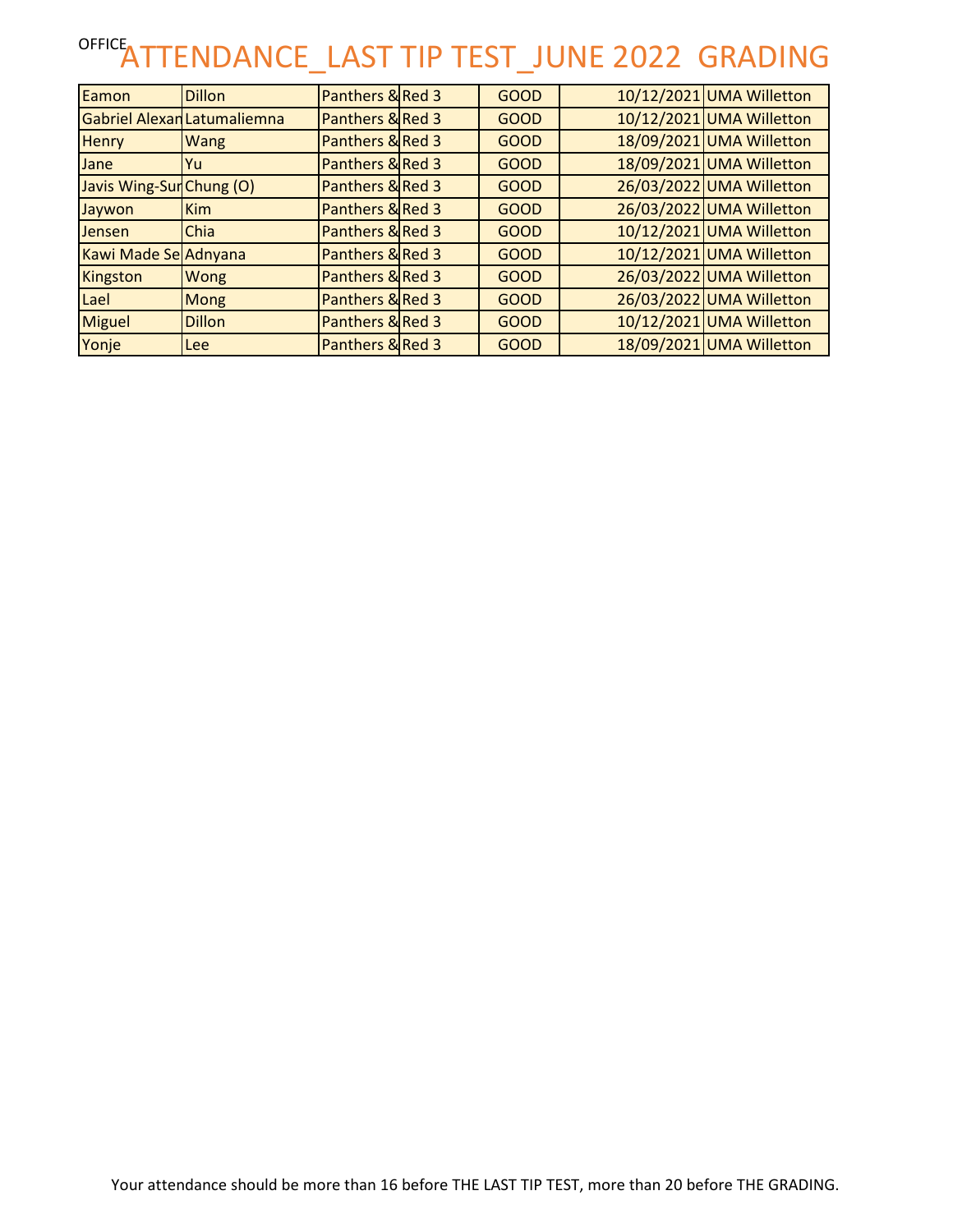OFFICE

# ATTENDANCE_LAST TIP TEST_JUNE 2022 GRADING

| | | | | | | | |
|---|---|---|---|---|---|---|---|
| Eamon | Dillon | Panthers & | Red 3 | GOOD | | 10/12/2021 | UMA Willetton |
| Gabriel Alexan | Latumaliemna | Panthers & | Red 3 | GOOD | | 10/12/2021 | UMA Willetton |
| Henry | Wang | Panthers & | Red 3 | GOOD | | 18/09/2021 | UMA Willetton |
| Jane | Yu | Panthers & | Red 3 | GOOD | | 18/09/2021 | UMA Willetton |
| Javis Wing-Sur | Chung (O) | Panthers & | Red 3 | GOOD | | 26/03/2022 | UMA Willetton |
| Jaywon | Kim | Panthers & | Red 3 | GOOD | | 26/03/2022 | UMA Willetton |
| Jensen | Chia | Panthers & | Red 3 | GOOD | | 10/12/2021 | UMA Willetton |
| Kawi Made Se | Adnyana | Panthers & | Red 3 | GOOD | | 10/12/2021 | UMA Willetton |
| Kingston | Wong | Panthers & | Red 3 | GOOD | | 26/03/2022 | UMA Willetton |
| Lael | Mong | Panthers & | Red 3 | GOOD | | 26/03/2022 | UMA Willetton |
| Miguel | Dillon | Panthers & | Red 3 | GOOD | | 10/12/2021 | UMA Willetton |
| Yonje | Lee | Panthers & | Red 3 | GOOD | | 18/09/2021 | UMA Willetton |

Your attendance should be more than 16 before THE LAST TIP TEST, more than 20 before THE GRADING.